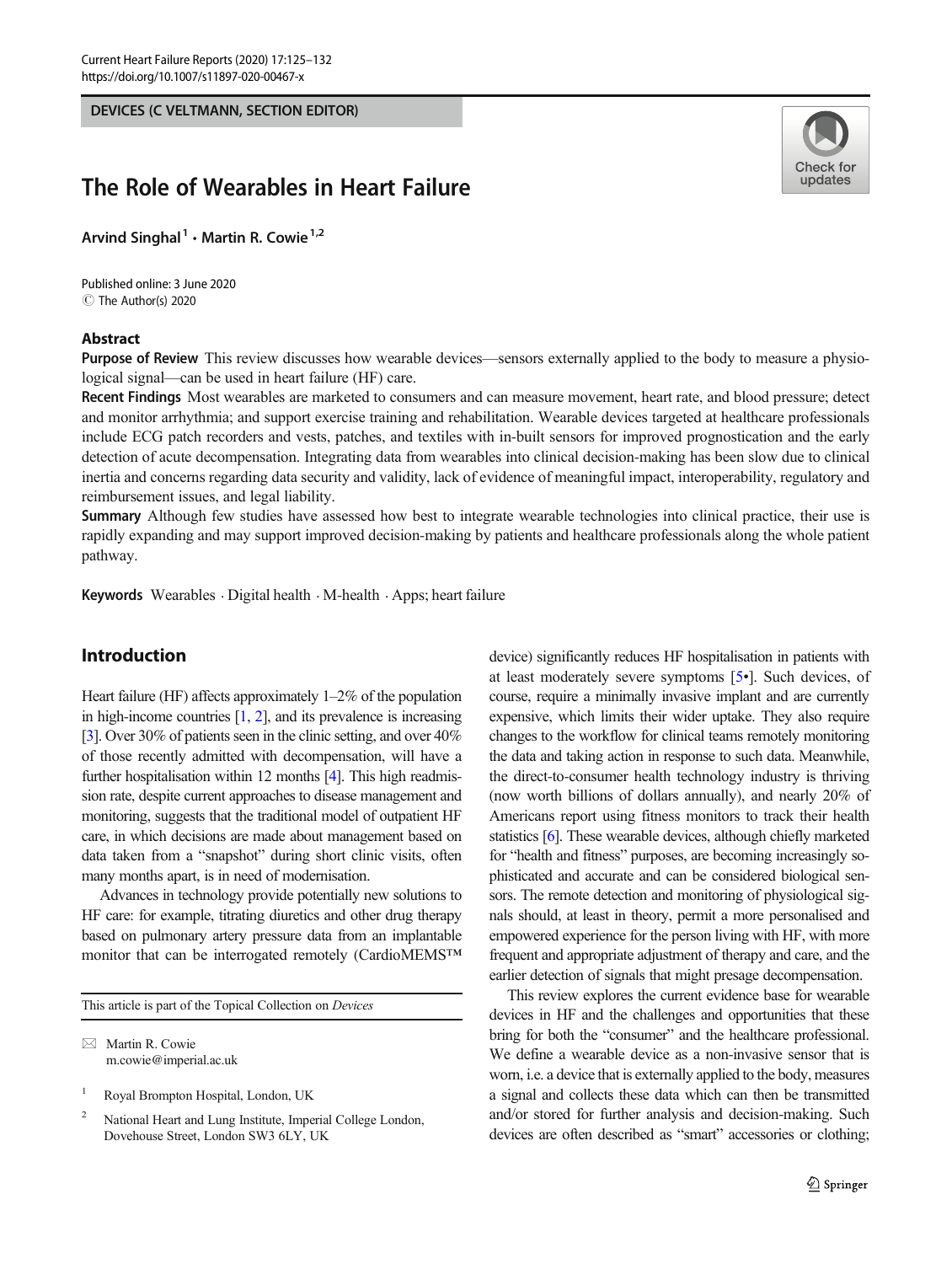DEVICES (C VELTMANN, SECTION EDITOR)

# The Role of Wearables in Heart Failure

**Arvind Singhal**[1] **· Martin R. Cowie**[1,2]

Published online: 3 June 2020
© The Author(s) 2020

## Abstract

**Purpose of Review** This review discusses how wearable devices—sensors externally applied to the body to measure a physiological signal—can be used in heart failure (HF) care.

**Recent Findings** Most wearables are marketed to consumers and can measure movement, heart rate, and blood pressure; detect and monitor arrhythmia; and support exercise training and rehabilitation. Wearable devices targeted at healthcare professionals include ECG patch recorders and vests, patches, and textiles with in-built sensors for improved prognostication and the early detection of acute decompensation. Integrating data from wearables into clinical decision-making has been slow due to clinical inertia and concerns regarding data security and validity, lack of evidence of meaningful impact, interoperability, regulatory and reimbursement issues, and legal liability.

**Summary** Although few studies have assessed how best to integrate wearable technologies into clinical practice, their use is rapidly expanding and may support improved decision-making by patients and healthcare professionals along the whole patient pathway.

**Keywords** Wearables · Digital health · M-health · Apps; heart failure

## Introduction

Heart failure (HF) affects approximately 1–2% of the population in high-income countries [1, 2], and its prevalence is increasing [3]. Over 30% of patients seen in the clinic setting, and over 40% of those recently admitted with decompensation, will have a further hospitalisation within 12 months [4]. This high readmission rate, despite current approaches to disease management and monitoring, suggests that the traditional model of outpatient HF care, in which decisions are made about management based on data taken from a "snapshot" during short clinic visits, often many months apart, is in need of modernisation.

Advances in technology provide potentially new solutions to HF care: for example, titrating diuretics and other drug therapy based on pulmonary artery pressure data from an implantable monitor that can be interrogated remotely (CardioMEMS™ device) significantly reduces HF hospitalisation in patients with at least moderately severe symptoms [5•]. Such devices, of course, require a minimally invasive implant and are currently expensive, which limits their wider uptake. They also require changes to the workflow for clinical teams remotely monitoring the data and taking action in response to such data. Meanwhile, the direct-to-consumer health technology industry is thriving (now worth billions of dollars annually), and nearly 20% of Americans report using fitness monitors to track their health statistics [6]. These wearable devices, although chiefly marketed for "health and fitness" purposes, are becoming increasingly sophisticated and accurate and can be considered biological sensors. The remote detection and monitoring of physiological signals should, at least in theory, permit a more personalised and empowered experience for the person living with HF, with more frequent and appropriate adjustment of therapy and care, and the earlier detection of signals that might presage decompensation.

This review explores the current evidence base for wearable devices in HF and the challenges and opportunities that these bring for both the "consumer" and the healthcare professional. We define a wearable device as a non-invasive sensor that is worn, i.e. a device that is externally applied to the body, measures a signal and collects these data which can then be transmitted and/or stored for further analysis and decision-making. Such devices are often described as "smart" accessories or clothing;

This article is part of the Topical Collection on *Devices*

✉ Martin R. Cowie
m.cowie@imperial.ac.uk

[1] Royal Brompton Hospital, London, UK

[2] National Heart and Lung Institute, Imperial College London, Dovehouse Street, London SW3 6LY, UK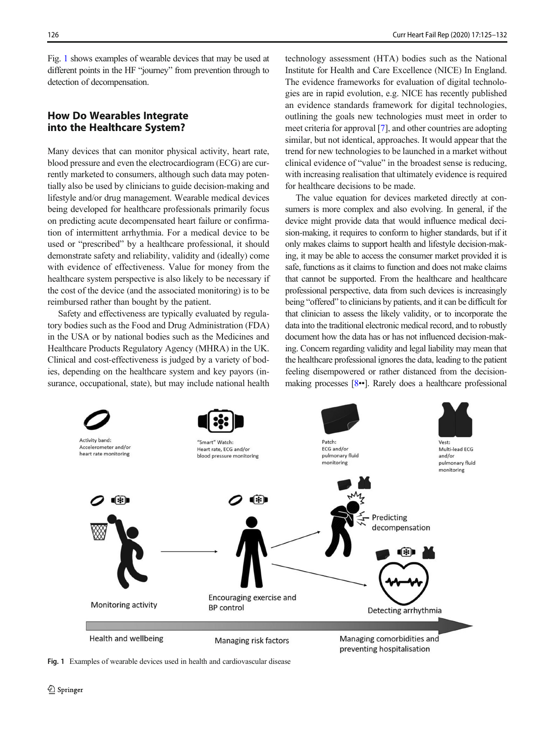Fig. 1 shows examples of wearable devices that may be used at different points in the HF "journey" from prevention through to detection of decompensation.

## How Do Wearables Integrate into the Healthcare System?

Many devices that can monitor physical activity, heart rate, blood pressure and even the electrocardiogram (ECG) are currently marketed to consumers, although such data may potentially also be used by clinicians to guide decision-making and lifestyle and/or drug management. Wearable medical devices being developed for healthcare professionals primarily focus on predicting acute decompensated heart failure or confirmation of intermittent arrhythmia. For a medical device to be used or "prescribed" by a healthcare professional, it should demonstrate safety and reliability, validity and (ideally) come with evidence of effectiveness. Value for money from the healthcare system perspective is also likely to be necessary if the cost of the device (and the associated monitoring) is to be reimbursed rather than bought by the patient.

Safety and effectiveness are typically evaluated by regulatory bodies such as the Food and Drug Administration (FDA) in the USA or by national bodies such as the Medicines and Healthcare Products Regulatory Agency (MHRA) in the UK. Clinical and cost-effectiveness is judged by a variety of bodies, depending on the healthcare system and key payors (insurance, occupational, state), but may include national health technology assessment (HTA) bodies such as the National Institute for Health and Care Excellence (NICE) In England. The evidence frameworks for evaluation of digital technologies are in rapid evolution, e.g. NICE has recently published an evidence standards framework for digital technologies, outlining the goals new technologies must meet in order to meet criteria for approval [7], and other countries are adopting similar, but not identical, approaches. It would appear that the trend for new technologies to be launched in a market without clinical evidence of "value" in the broadest sense is reducing, with increasing realisation that ultimately evidence is required for healthcare decisions to be made.

The value equation for devices marketed directly at consumers is more complex and also evolving. In general, if the device might provide data that would influence medical decision-making, it requires to conform to higher standards, but if it only makes claims to support health and lifestyle decision-making, it may be able to access the consumer market provided it is safe, functions as it claims to function and does not make claims that cannot be supported. From the healthcare and healthcare professional perspective, data from such devices is increasingly being "offered" to clinicians by patients, and it can be difficult for that clinician to assess the likely validity, or to incorporate the data into the traditional electronic medical record, and to robustly document how the data has or has not influenced decision-making. Concern regarding validity and legal liability may mean that the healthcare professional ignores the data, leading to the patient feeling disempowered or rather distanced from the decision-making processes [8••]. Rarely does a healthcare professional

**Fig. 1** Examples of wearable devices used in health and cardiovascular disease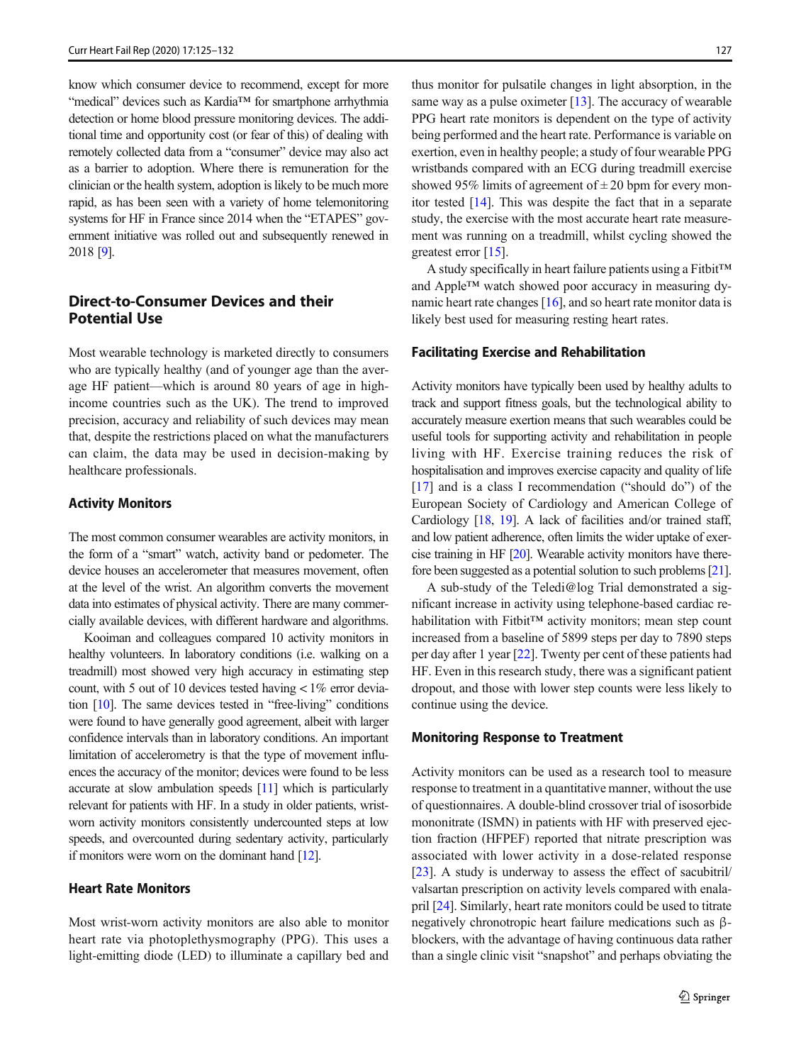know which consumer device to recommend, except for more "medical" devices such as Kardia™ for smartphone arrhythmia detection or home blood pressure monitoring devices. The additional time and opportunity cost (or fear of this) of dealing with remotely collected data from a "consumer" device may also act as a barrier to adoption. Where there is remuneration for the clinician or the health system, adoption is likely to be much more rapid, as has been seen with a variety of home telemonitoring systems for HF in France since 2014 when the "ETAPES" government initiative was rolled out and subsequently renewed in 2018 [9].

## Direct-to-Consumer Devices and their Potential Use

Most wearable technology is marketed directly to consumers who are typically healthy (and of younger age than the average HF patient—which is around 80 years of age in high-income countries such as the UK). The trend to improved precision, accuracy and reliability of such devices may mean that, despite the restrictions placed on what the manufacturers can claim, the data may be used in decision-making by healthcare professionals.

### Activity Monitors

The most common consumer wearables are activity monitors, in the form of a "smart" watch, activity band or pedometer. The device houses an accelerometer that measures movement, often at the level of the wrist. An algorithm converts the movement data into estimates of physical activity. There are many commercially available devices, with different hardware and algorithms.

Kooiman and colleagues compared 10 activity monitors in healthy volunteers. In laboratory conditions (i.e. walking on a treadmill) most showed very high accuracy in estimating step count, with 5 out of 10 devices tested having < 1% error deviation [10]. The same devices tested in "free-living" conditions were found to have generally good agreement, albeit with larger confidence intervals than in laboratory conditions. An important limitation of accelerometry is that the type of movement influences the accuracy of the monitor; devices were found to be less accurate at slow ambulation speeds [11] which is particularly relevant for patients with HF. In a study in older patients, wrist-worn activity monitors consistently undercounted steps at low speeds, and overcounted during sedentary activity, particularly if monitors were worn on the dominant hand [12].

### Heart Rate Monitors

Most wrist-worn activity monitors are also able to monitor heart rate via photoplethysmography (PPG). This uses a light-emitting diode (LED) to illuminate a capillary bed and thus monitor for pulsatile changes in light absorption, in the same way as a pulse oximeter [13]. The accuracy of wearable PPG heart rate monitors is dependent on the type of activity being performed and the heart rate. Performance is variable on exertion, even in healthy people; a study of four wearable PPG wristbands compared with an ECG during treadmill exercise showed 95% limits of agreement of ± 20 bpm for every monitor tested [14]. This was despite the fact that in a separate study, the exercise with the most accurate heart rate measurement was running on a treadmill, whilst cycling showed the greatest error [15].

A study specifically in heart failure patients using a Fitbit™ and Apple™ watch showed poor accuracy in measuring dynamic heart rate changes [16], and so heart rate monitor data is likely best used for measuring resting heart rates.

### Facilitating Exercise and Rehabilitation

Activity monitors have typically been used by healthy adults to track and support fitness goals, but the technological ability to accurately measure exertion means that such wearables could be useful tools for supporting activity and rehabilitation in people living with HF. Exercise training reduces the risk of hospitalisation and improves exercise capacity and quality of life [17] and is a class I recommendation ("should do") of the European Society of Cardiology and American College of Cardiology [18, 19]. A lack of facilities and/or trained staff, and low patient adherence, often limits the wider uptake of exercise training in HF [20]. Wearable activity monitors have therefore been suggested as a potential solution to such problems [21].

A sub-study of the Teledi@log Trial demonstrated a significant increase in activity using telephone-based cardiac rehabilitation with Fitbit™ activity monitors; mean step count increased from a baseline of 5899 steps per day to 7890 steps per day after 1 year [22]. Twenty per cent of these patients had HF. Even in this research study, there was a significant patient dropout, and those with lower step counts were less likely to continue using the device.

### Monitoring Response to Treatment

Activity monitors can be used as a research tool to measure response to treatment in a quantitative manner, without the use of questionnaires. A double-blind crossover trial of isosorbide mononitrate (ISMN) in patients with HF with preserved ejection fraction (HFPEF) reported that nitrate prescription was associated with lower activity in a dose-related response [23]. A study is underway to assess the effect of sacubitril/valsartan prescription on activity levels compared with enalapril [24]. Similarly, heart rate monitors could be used to titrate negatively chronotropic heart failure medications such as β-blockers, with the advantage of having continuous data rather than a single clinic visit "snapshot" and perhaps obviating the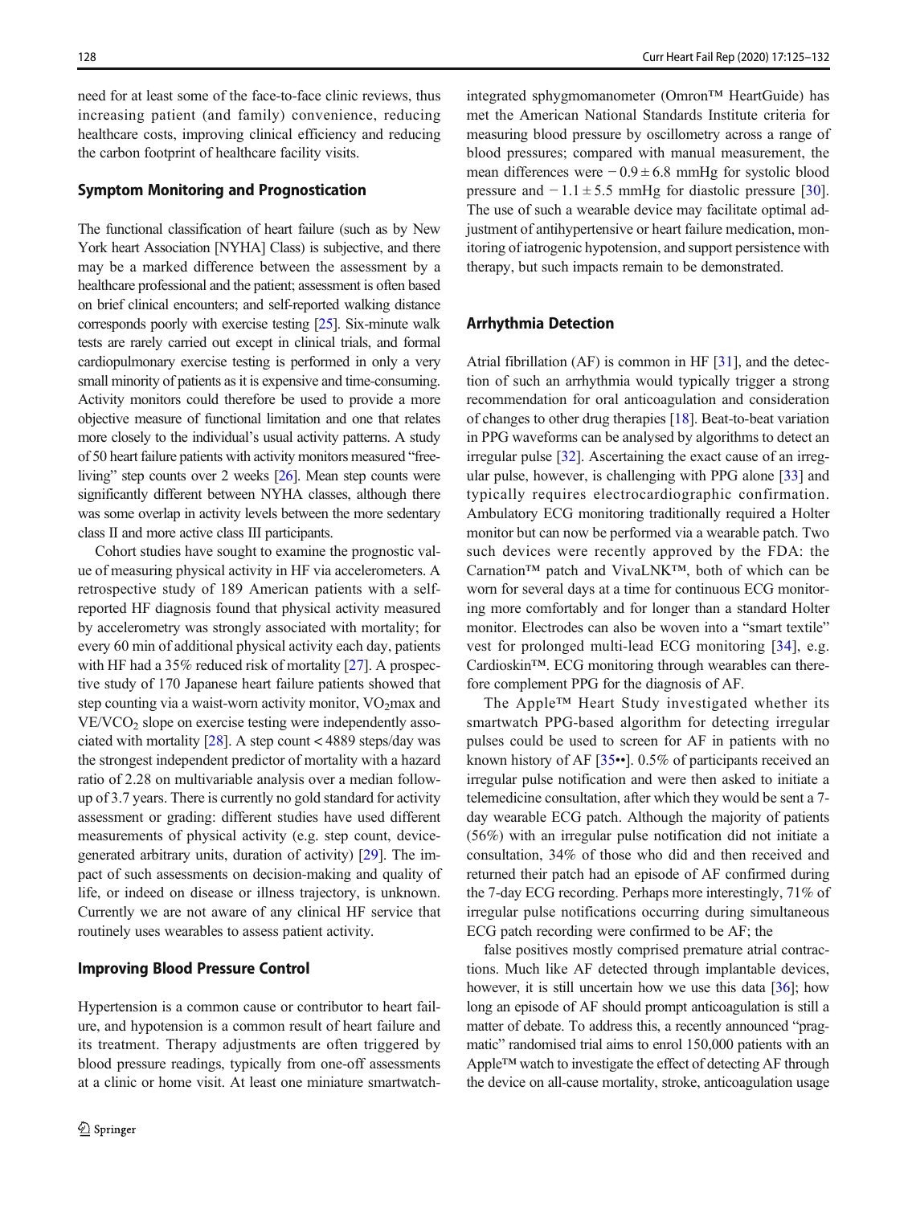need for at least some of the face-to-face clinic reviews, thus increasing patient (and family) convenience, reducing healthcare costs, improving clinical efficiency and reducing the carbon footprint of healthcare facility visits.

### Symptom Monitoring and Prognostication

The functional classification of heart failure (such as by New York heart Association [NYHA] Class) is subjective, and there may be a marked difference between the assessment by a healthcare professional and the patient; assessment is often based on brief clinical encounters; and self-reported walking distance corresponds poorly with exercise testing [25]. Six-minute walk tests are rarely carried out except in clinical trials, and formal cardiopulmonary exercise testing is performed in only a very small minority of patients as it is expensive and time-consuming. Activity monitors could therefore be used to provide a more objective measure of functional limitation and one that relates more closely to the individual's usual activity patterns. A study of 50 heart failure patients with activity monitors measured "free-living" step counts over 2 weeks [26]. Mean step counts were significantly different between NYHA classes, although there was some overlap in activity levels between the more sedentary class II and more active class III participants.

Cohort studies have sought to examine the prognostic value of measuring physical activity in HF via accelerometers. A retrospective study of 189 American patients with a self-reported HF diagnosis found that physical activity measured by accelerometry was strongly associated with mortality; for every 60 min of additional physical activity each day, patients with HF had a 35% reduced risk of mortality [27]. A prospective study of 170 Japanese heart failure patients showed that step counting via a waist-worn activity monitor, $VO_2$max and $VE/VCO_2$ slope on exercise testing were independently associated with mortality [28]. A step count < 4889 steps/day was the strongest independent predictor of mortality with a hazard ratio of 2.28 on multivariable analysis over a median follow-up of 3.7 years. There is currently no gold standard for activity assessment or grading: different studies have used different measurements of physical activity (e.g. step count, device-generated arbitrary units, duration of activity) [29]. The impact of such assessments on decision-making and quality of life, or indeed on disease or illness trajectory, is unknown. Currently we are not aware of any clinical HF service that routinely uses wearables to assess patient activity.

### Improving Blood Pressure Control

Hypertension is a common cause or contributor to heart failure, and hypotension is a common result of heart failure and its treatment. Therapy adjustments are often triggered by blood pressure readings, typically from one-off assessments at a clinic or home visit. At least one miniature smartwatch-integrated sphygmomanometer (Omron™ HeartGuide) has met the American National Standards Institute criteria for measuring blood pressure by oscillometry across a range of blood pressures; compared with manual measurement, the mean differences were $-0.9 \pm 6.8$ mmHg for systolic blood pressure and $-1.1 \pm 5.5$ mmHg for diastolic pressure [30]. The use of such a wearable device may facilitate optimal adjustment of antihypertensive or heart failure medication, monitoring of iatrogenic hypotension, and support persistence with therapy, but such impacts remain to be demonstrated.

### Arrhythmia Detection

Atrial fibrillation (AF) is common in HF [31], and the detection of such an arrhythmia would typically trigger a strong recommendation for oral anticoagulation and consideration of changes to other drug therapies [18]. Beat-to-beat variation in PPG waveforms can be analysed by algorithms to detect an irregular pulse [32]. Ascertaining the exact cause of an irregular pulse, however, is challenging with PPG alone [33] and typically requires electrocardiographic confirmation. Ambulatory ECG monitoring traditionally required a Holter monitor but can now be performed via a wearable patch. Two such devices were recently approved by the FDA: the Carnation™ patch and VivaLNK™, both of which can be worn for several days at a time for continuous ECG monitoring more comfortably and for longer than a standard Holter monitor. Electrodes can also be woven into a "smart textile" vest for prolonged multi-lead ECG monitoring [34], e.g. Cardioskin™. ECG monitoring through wearables can therefore complement PPG for the diagnosis of AF.

The Apple™ Heart Study investigated whether its smartwatch PPG-based algorithm for detecting irregular pulses could be used to screen for AF in patients with no known history of AF [35••]. 0.5% of participants received an irregular pulse notification and were then asked to initiate a telemedicine consultation, after which they would be sent a 7-day wearable ECG patch. Although the majority of patients (56%) with an irregular pulse notification did not initiate a consultation, 34% of those who did and then received and returned their patch had an episode of AF confirmed during the 7-day ECG recording. Perhaps more interestingly, 71% of irregular pulse notifications occurring during simultaneous ECG patch recording were confirmed to be AF; the false positives mostly comprised premature atrial contractions. Much like AF detected through implantable devices, however, it is still uncertain how we use this data [36]; how long an episode of AF should prompt anticoagulation is still a matter of debate. To address this, a recently announced "pragmatic" randomised trial aims to enrol 150,000 patients with an Apple™ watch to investigate the effect of detecting AF through the device on all-cause mortality, stroke, anticoagulation usage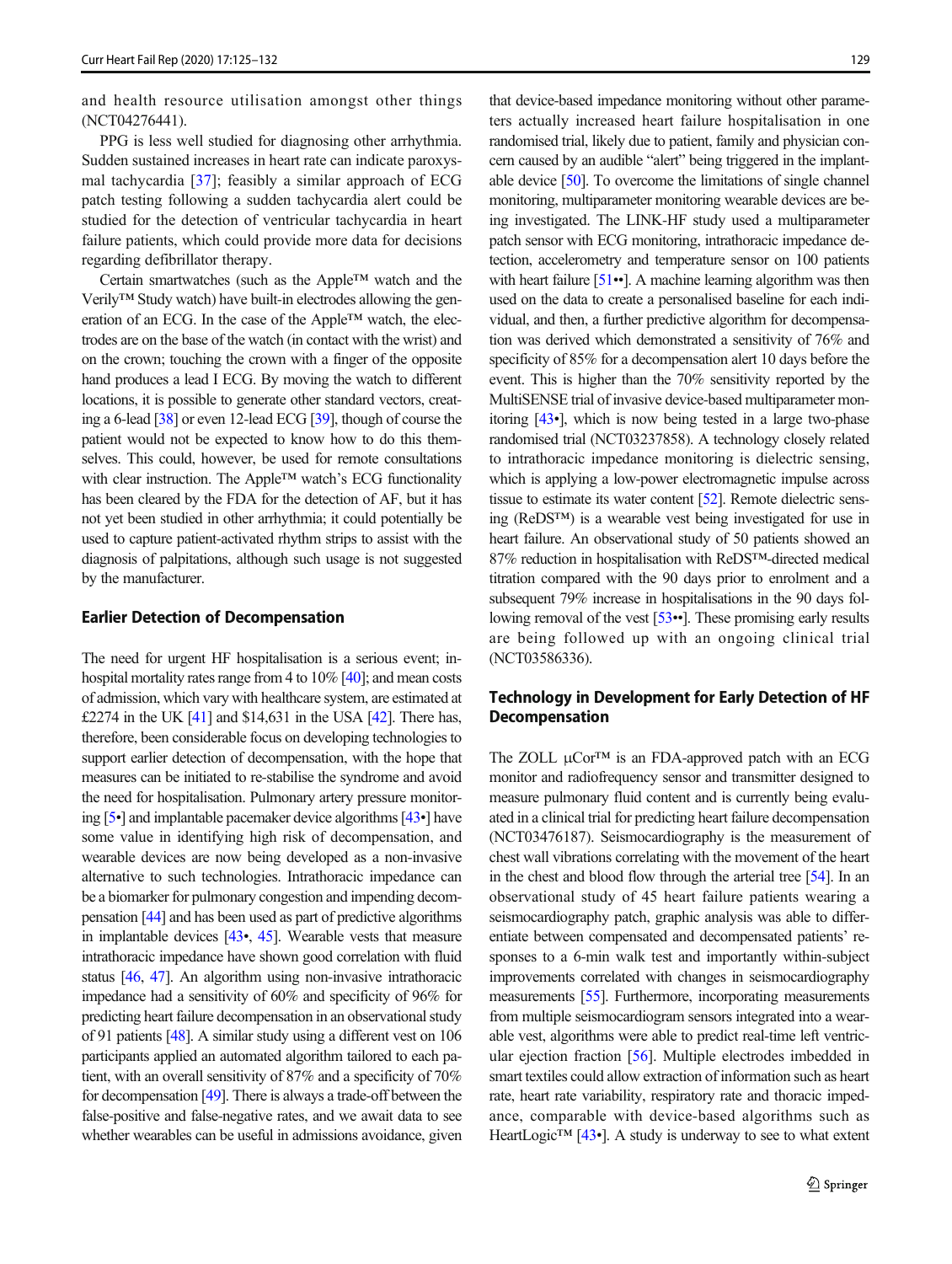and health resource utilisation amongst other things (NCT04276441).

PPG is less well studied for diagnosing other arrhythmia. Sudden sustained increases in heart rate can indicate paroxysmal tachycardia [37]; feasibly a similar approach of ECG patch testing following a sudden tachycardia alert could be studied for the detection of ventricular tachycardia in heart failure patients, which could provide more data for decisions regarding defibrillator therapy.

Certain smartwatches (such as the Apple™ watch and the Verily™ Study watch) have built-in electrodes allowing the generation of an ECG. In the case of the Apple™ watch, the electrodes are on the base of the watch (in contact with the wrist) and on the crown; touching the crown with a finger of the opposite hand produces a lead I ECG. By moving the watch to different locations, it is possible to generate other standard vectors, creating a 6-lead [38] or even 12-lead ECG [39], though of course the patient would not be expected to know how to do this themselves. This could, however, be used for remote consultations with clear instruction. The Apple™ watch's ECG functionality has been cleared by the FDA for the detection of AF, but it has not yet been studied in other arrhythmia; it could potentially be used to capture patient-activated rhythm strips to assist with the diagnosis of palpitations, although such usage is not suggested by the manufacturer.

## Earlier Detection of Decompensation

The need for urgent HF hospitalisation is a serious event; in-hospital mortality rates range from 4 to 10% [40]; and mean costs of admission, which vary with healthcare system, are estimated at £2274 in the UK [41] and $14,631 in the USA [42]. There has, therefore, been considerable focus on developing technologies to support earlier detection of decompensation, with the hope that measures can be initiated to re-stabilise the syndrome and avoid the need for hospitalisation. Pulmonary artery pressure monitoring [5•] and implantable pacemaker device algorithms [43•] have some value in identifying high risk of decompensation, and wearable devices are now being developed as a non-invasive alternative to such technologies. Intrathoracic impedance can be a biomarker for pulmonary congestion and impending decompensation [44] and has been used as part of predictive algorithms in implantable devices [43•, 45]. Wearable vests that measure intrathoracic impedance have shown good correlation with fluid status [46, 47]. An algorithm using non-invasive intrathoracic impedance had a sensitivity of 60% and specificity of 96% for predicting heart failure decompensation in an observational study of 91 patients [48]. A similar study using a different vest on 106 participants applied an automated algorithm tailored to each patient, with an overall sensitivity of 87% and a specificity of 70% for decompensation [49]. There is always a trade-off between the false-positive and false-negative rates, and we await data to see whether wearables can be useful in admissions avoidance, given that device-based impedance monitoring without other parameters actually increased heart failure hospitalisation in one randomised trial, likely due to patient, family and physician concern caused by an audible "alert" being triggered in the implantable device [50]. To overcome the limitations of single channel monitoring, multiparameter monitoring wearable devices are being investigated. The LINK-HF study used a multiparameter patch sensor with ECG monitoring, intrathoracic impedance detection, accelerometry and temperature sensor on 100 patients with heart failure [51••]. A machine learning algorithm was then used on the data to create a personalised baseline for each individual, and then, a further predictive algorithm for decompensation was derived which demonstrated a sensitivity of 76% and specificity of 85% for a decompensation alert 10 days before the event. This is higher than the 70% sensitivity reported by the MultiSENSE trial of invasive device-based multiparameter monitoring [43•], which is now being tested in a large two-phase randomised trial (NCT03237858). A technology closely related to intrathoracic impedance monitoring is dielectric sensing, which is applying a low-power electromagnetic impulse across tissue to estimate its water content [52]. Remote dielectric sensing (ReDS™) is a wearable vest being investigated for use in heart failure. An observational study of 50 patients showed an 87% reduction in hospitalisation with ReDS™-directed medical titration compared with the 90 days prior to enrolment and a subsequent 79% increase in hospitalisations in the 90 days following removal of the vest [53••]. These promising early results are being followed up with an ongoing clinical trial (NCT03586336).

## Technology in Development for Early Detection of HF Decompensation

The ZOLL µCor™ is an FDA-approved patch with an ECG monitor and radiofrequency sensor and transmitter designed to measure pulmonary fluid content and is currently being evaluated in a clinical trial for predicting heart failure decompensation (NCT03476187). Seismocardiography is the measurement of chest wall vibrations correlating with the movement of the heart in the chest and blood flow through the arterial tree [54]. In an observational study of 45 heart failure patients wearing a seismocardiography patch, graphic analysis was able to differentiate between compensated and decompensated patients' responses to a 6-min walk test and importantly within-subject improvements correlated with changes in seismocardiography measurements [55]. Furthermore, incorporating measurements from multiple seismocardiogram sensors integrated into a wearable vest, algorithms were able to predict real-time left ventricular ejection fraction [56]. Multiple electrodes imbedded in smart textiles could allow extraction of information such as heart rate, heart rate variability, respiratory rate and thoracic impedance, comparable with device-based algorithms such as HeartLogic™ [43•]. A study is underway to see to what extent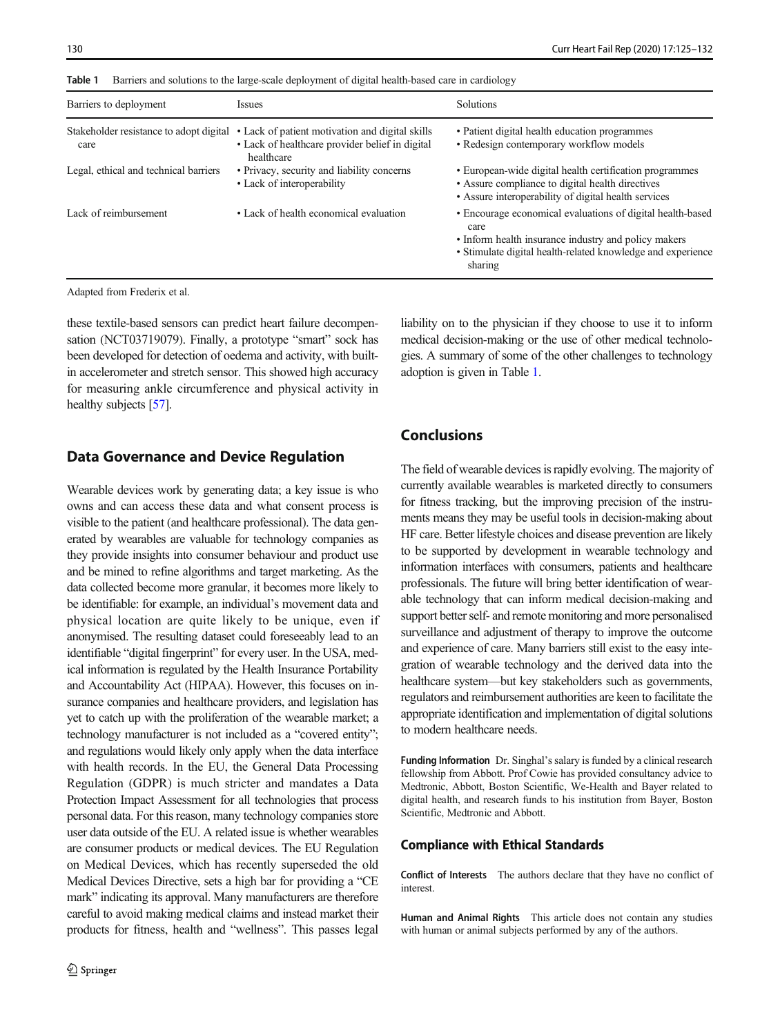Table 1 Barriers and solutions to the large-scale deployment of digital health-based care in cardiology

| Barriers to deployment | Issues | Solutions |
| --- | --- | --- |
| Stakeholder resistance to adopt digital care | • Lack of patient motivation and digital skills<br>• Lack of healthcare provider belief in digital healthcare | • Patient digital health education programmes<br>• Redesign contemporary workflow models |
| Legal, ethical and technical barriers | • Privacy, security and liability concerns<br>• Lack of interoperability | • European-wide digital health certification programmes<br>• Assure compliance to digital health directives<br>• Assure interoperability of digital health services |
| Lack of reimbursement | • Lack of health economical evaluation | • Encourage economical evaluations of digital health-based care<br>• Inform health insurance industry and policy makers<br>• Stimulate digital health-related knowledge and experience sharing |

Adapted from Frederix et al.

these textile-based sensors can predict heart failure decompensation (NCT03719079). Finally, a prototype "smart" sock has been developed for detection of oedema and activity, with built-in accelerometer and stretch sensor. This showed high accuracy for measuring ankle circumference and physical activity in healthy subjects [57].

## Data Governance and Device Regulation

Wearable devices work by generating data; a key issue is who owns and can access these data and what consent process is visible to the patient (and healthcare professional). The data generated by wearables are valuable for technology companies as they provide insights into consumer behaviour and product use and be mined to refine algorithms and target marketing. As the data collected become more granular, it becomes more likely to be identifiable: for example, an individual's movement data and physical location are quite likely to be unique, even if anonymised. The resulting dataset could foreseeably lead to an identifiable "digital fingerprint" for every user. In the USA, medical information is regulated by the Health Insurance Portability and Accountability Act (HIPAA). However, this focuses on insurance companies and healthcare providers, and legislation has yet to catch up with the proliferation of the wearable market; a technology manufacturer is not included as a "covered entity"; and regulations would likely only apply when the data interface with health records. In the EU, the General Data Processing Regulation (GDPR) is much stricter and mandates a Data Protection Impact Assessment for all technologies that process personal data. For this reason, many technology companies store user data outside of the EU. A related issue is whether wearables are consumer products or medical devices. The EU Regulation on Medical Devices, which has recently superseded the old Medical Devices Directive, sets a high bar for providing a "CE mark" indicating its approval. Many manufacturers are therefore careful to avoid making medical claims and instead market their products for fitness, health and "wellness". This passes legal liability on to the physician if they choose to use it to inform medical decision-making or the use of other medical technologies. A summary of some of the other challenges to technology adoption is given in Table 1.

## Conclusions

The field of wearable devices is rapidly evolving. The majority of currently available wearables is marketed directly to consumers for fitness tracking, but the improving precision of the instruments means they may be useful tools in decision-making about HF care. Better lifestyle choices and disease prevention are likely to be supported by development in wearable technology and information interfaces with consumers, patients and healthcare professionals. The future will bring better identification of wearable technology that can inform medical decision-making and support better self- and remote monitoring and more personalised surveillance and adjustment of therapy to improve the outcome and experience of care. Many barriers still exist to the easy integration of wearable technology and the derived data into the healthcare system—but key stakeholders such as governments, regulators and reimbursement authorities are keen to facilitate the appropriate identification and implementation of digital solutions to modern healthcare needs.

**Funding Information** Dr. Singhal's salary is funded by a clinical research fellowship from Abbott. Prof Cowie has provided consultancy advice to Medtronic, Abbott, Boston Scientific, We-Health and Bayer related to digital health, and research funds to his institution from Bayer, Boston Scientific, Medtronic and Abbott.

### Compliance with Ethical Standards

**Conflict of Interests** The authors declare that they have no conflict of interest.

**Human and Animal Rights** This article does not contain any studies with human or animal subjects performed by any of the authors.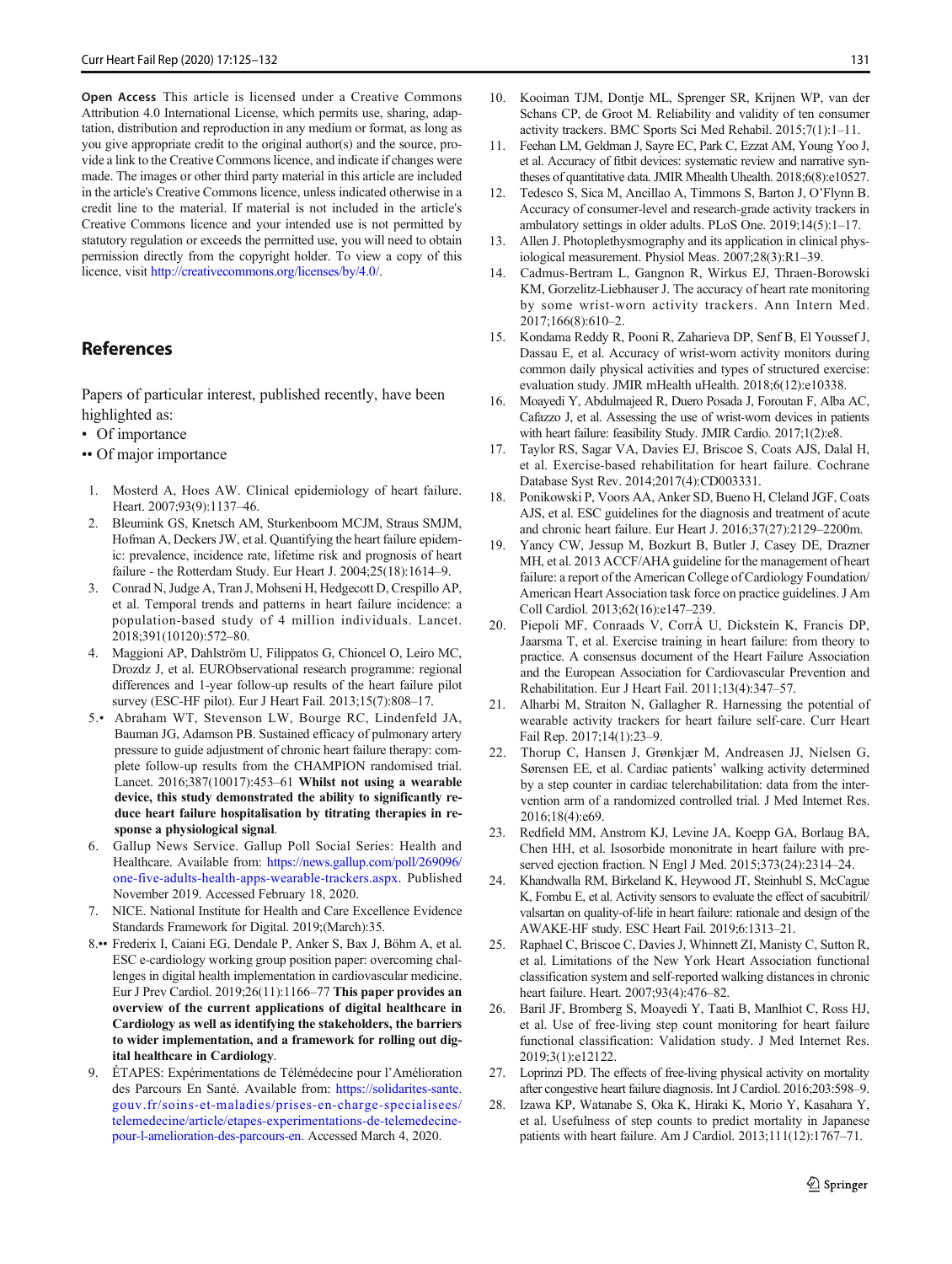**Open Access** This article is licensed under a Creative Commons Attribution 4.0 International License, which permits use, sharing, adaptation, distribution and reproduction in any medium or format, as long as you give appropriate credit to the original author(s) and the source, provide a link to the Creative Commons licence, and indicate if changes were made. The images or other third party material in this article are included in the article's Creative Commons licence, unless indicated otherwise in a credit line to the material. If material is not included in the article's Creative Commons licence and your intended use is not permitted by statutory regulation or exceeds the permitted use, you will need to obtain permission directly from the copyright holder. To view a copy of this licence, visit http://creativecommons.org/licenses/by/4.0/.

## References

Papers of particular interest, published recently, have been highlighted as:

- • Of importance
- •• Of major importance

1. Mosterd A, Hoes AW. Clinical epidemiology of heart failure. Heart. 2007;93(9):1137–46.
2. Bleumink GS, Knetsch AM, Sturkenboom MCJM, Straus SMJM, Hofman A, Deckers JW, et al. Quantifying the heart failure epidemic: prevalence, incidence rate, lifetime risk and prognosis of heart failure - the Rotterdam Study. Eur Heart J. 2004;25(18):1614–9.
3. Conrad N, Judge A, Tran J, Mohseni H, Hedgecott D, Crespillo AP, et al. Temporal trends and patterns in heart failure incidence: a population-based study of 4 million individuals. Lancet. 2018;391(10120):572–80.
4. Maggioni AP, Dahlström U, Filippatos G, Chioncel O, Leiro MC, Drozdz J, et al. EURObservational research programme: regional differences and 1-year follow-up results of the heart failure pilot survey (ESC-HF pilot). Eur J Heart Fail. 2013;15(7):808–17.
5. • Abraham WT, Stevenson LW, Bourge RC, Lindenfeld JA, Bauman JG, Adamson PB. Sustained efficacy of pulmonary artery pressure to guide adjustment of chronic heart failure therapy: complete follow-up results from the CHAMPION randomised trial. Lancet. 2016;387(10017):453–61 **Whilst not using a wearable device, this study demonstrated the ability to significantly reduce heart failure hospitalisation by titrating therapies in response a physiological signal**.
6. Gallup News Service. Gallup Poll Social Series: Health and Healthcare. Available from: https://news.gallup.com/poll/269096/one-five-adults-health-apps-wearable-trackers.aspx. Published November 2019. Accessed February 18, 2020.
7. NICE. National Institute for Health and Care Excellence Evidence Standards Framework for Digital. 2019;(March):35.
8. •• Frederix I, Caiani EG, Dendale P, Anker S, Bax J, Böhm A, et al. ESC e-cardiology working group position paper: overcoming challenges in digital health implementation in cardiovascular medicine. Eur J Prev Cardiol. 2019;26(11):1166–77 **This paper provides an overview of the current applications of digital healthcare in Cardiology as well as identifying the stakeholders, the barriers to wider implementation, and a framework for rolling out digital healthcare in Cardiology**.
9. ÉTAPES: Expérimentations de Télémédecine pour l'Amélioration des Parcours En Santé. Available from: https://solidarites-sante.gouv.fr/soins-et-maladies/prises-en-charge-specialisees/telemedecine/article/etapes-experimentations-de-telemedecine-pour-l-amelioration-des-parcours-en. Accessed March 4, 2020.
10. Kooiman TJM, Dontje ML, Sprenger SR, Krijnen WP, van der Schans CP, de Groot M. Reliability and validity of ten consumer activity trackers. BMC Sports Sci Med Rehabil. 2015;7(1):1–11.
11. Feehan LM, Geldman J, Sayre EC, Park C, Ezzat AM, Young Yoo J, et al. Accuracy of fitbit devices: systematic review and narrative syntheses of quantitative data. JMIR Mhealth Uhealth. 2018;6(8):e10527.
12. Tedesco S, Sica M, Ancillao A, Timmons S, Barton J, O'Flynn B. Accuracy of consumer-level and research-grade activity trackers in ambulatory settings in older adults. PLoS One. 2019;14(5):1–17.
13. Allen J. Photoplethysmography and its application in clinical physiological measurement. Physiol Meas. 2007;28(3):R1–39.
14. Cadmus-Bertram L, Gangnon R, Wirkus EJ, Thraen-Borowski KM, Gorzelitz-Liebhauser J. The accuracy of heart rate monitoring by some wrist-worn activity trackers. Ann Intern Med. 2017;166(8):610–2.
15. Kondama Reddy R, Pooni R, Zaharieva DP, Senf B, El Youssef J, Dassau E, et al. Accuracy of wrist-worn activity monitors during common daily physical activities and types of structured exercise: evaluation study. JMIR mHealth uHealth. 2018;6(12):e10338.
16. Moayedi Y, Abdulmajeed R, Duero Posada J, Foroutan F, Alba AC, Cafazzo J, et al. Assessing the use of wrist-worn devices in patients with heart failure: feasibility Study. JMIR Cardio. 2017;1(2):e8.
17. Taylor RS, Sagar VA, Davies EJ, Briscoe S, Coats AJS, Dalal H, et al. Exercise-based rehabilitation for heart failure. Cochrane Database Syst Rev. 2014;2017(4):CD003331.
18. Ponikowski P, Voors AA, Anker SD, Bueno H, Cleland JGF, Coats AJS, et al. ESC guidelines for the diagnosis and treatment of acute and chronic heart failure. Eur Heart J. 2016;37(27):2129–2200m.
19. Yancy CW, Jessup M, Bozkurt B, Butler J, Casey DE, Drazner MH, et al. 2013 ACCF/AHA guideline for the management of heart failure: a report of the American College of Cardiology Foundation/American Heart Association task force on practice guidelines. J Am Coll Cardiol. 2013;62(16):e147–239.
20. Piepoli MF, Conraads V, CorrÁ U, Dickstein K, Francis DP, Jaarsma T, et al. Exercise training in heart failure: from theory to practice. A consensus document of the Heart Failure Association and the European Association for Cardiovascular Prevention and Rehabilitation. Eur J Heart Fail. 2011;13(4):347–57.
21. Alharbi M, Straiton N, Gallagher R. Harnessing the potential of wearable activity trackers for heart failure self-care. Curr Heart Fail Rep. 2017;14(1):23–9.
22. Thorup C, Hansen J, Grønkjær M, Andreasen JJ, Nielsen G, Sørensen EE, et al. Cardiac patients' walking activity determined by a step counter in cardiac telerehabilitation: data from the intervention arm of a randomized controlled trial. J Med Internet Res. 2016;18(4):e69.
23. Redfield MM, Anstrom KJ, Levine JA, Koepp GA, Borlaug BA, Chen HH, et al. Isosorbide mononitrate in heart failure with preserved ejection fraction. N Engl J Med. 2015;373(24):2314–24.
24. Khandwalla RM, Birkeland K, Heywood JT, Steinhubl S, McCague K, Fombu E, et al. Activity sensors to evaluate the effect of sacubitril/valsartan on quality-of-life in heart failure: rationale and design of the AWAKE-HF study. ESC Heart Fail. 2019;6:1313–21.
25. Raphael C, Briscoe C, Davies J, Whinnett ZI, Manisty C, Sutton R, et al. Limitations of the New York Heart Association functional classification system and self-reported walking distances in chronic heart failure. Heart. 2007;93(4):476–82.
26. Baril JF, Bromberg S, Moayedi Y, Taati B, Manlhiot C, Ross HJ, et al. Use of free-living step count monitoring for heart failure functional classification: Validation study. J Med Internet Res. 2019;3(1):e12122.
27. Loprinzi PD. The effects of free-living physical activity on mortality after congestive heart failure diagnosis. Int J Cardiol. 2016;203:598–9.
28. Izawa KP, Watanabe S, Oka K, Hiraki K, Morio Y, Kasahara Y, et al. Usefulness of step counts to predict mortality in Japanese patients with heart failure. Am J Cardiol. 2013;111(12):1767–71.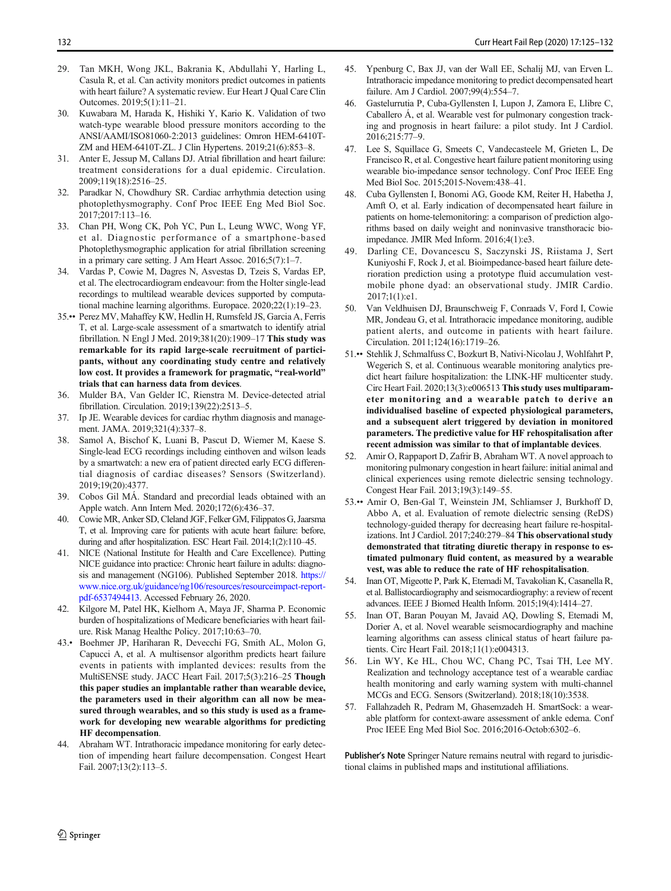29. Tan MKH, Wong JKL, Bakrania K, Abdullahi Y, Harling L, Casula R, et al. Can activity monitors predict outcomes in patients with heart failure? A systematic review. Eur Heart J Qual Care Clin Outcomes. 2019;5(1):11–21.
30. Kuwabara M, Harada K, Hishiki Y, Kario K. Validation of two watch-type wearable blood pressure monitors according to the ANSI/AAMI/ISO81060-2:2013 guidelines: Omron HEM-6410T-ZM and HEM-6410T-ZL. J Clin Hypertens. 2019;21(6):853–8.
31. Anter E, Jessup M, Callans DJ. Atrial fibrillation and heart failure: treatment considerations for a dual epidemic. Circulation. 2009;119(18):2516–25.
32. Paradkar N, Chowdhury SR. Cardiac arrhythmia detection using photoplethysmography. Conf Proc IEEE Eng Med Biol Soc. 2017;2017:113–16.
33. Chan PH, Wong CK, Poh YC, Pun L, Leung WWC, Wong YF, et al. Diagnostic performance of a smartphone-based Photoplethysmographic application for atrial fibrillation screening in a primary care setting. J Am Heart Assoc. 2016;5(7):1–7.
34. Vardas P, Cowie M, Dagres N, Asvestas D, Tzeis S, Vardas EP, et al. The electrocardiogram endeavour: from the Holter single-lead recordings to multilead wearable devices supported by computational machine learning algorithms. Europace. 2020;22(1):19–23.
35.•• Perez MV, Mahaffey KW, Hedlin H, Rumsfeld JS, Garcia A, Ferris T, et al. Large-scale assessment of a smartwatch to identify atrial fibrillation. N Engl J Med. 2019;381(20):1909–17 **This study was remarkable for its rapid large-scale recruitment of participants, without any coordinating study centre and relatively low cost. It provides a framework for pragmatic, "real-world" trials that can harness data from devices**.
36. Mulder BA, Van Gelder IC, Rienstra M. Device-detected atrial fibrillation. Circulation. 2019;139(22):2513–5.
37. Ip JE. Wearable devices for cardiac rhythm diagnosis and management. JAMA. 2019;321(4):337–8.
38. Samol A, Bischof K, Luani B, Pascut D, Wiemer M, Kaese S. Single-lead ECG recordings including einthoven and wilson leads by a smartwatch: a new era of patient directed early ECG differential diagnosis of cardiac diseases? Sensors (Switzerland). 2019;19(20):4377.
39. Cobos Gil MÁ. Standard and precordial leads obtained with an Apple watch. Ann Intern Med. 2020;172(6):436–37.
40. Cowie MR, Anker SD, Cleland JGF, Felker GM, Filippatos G, Jaarsma T, et al. Improving care for patients with acute heart failure: before, during and after hospitalization. ESC Heart Fail. 2014;1(2):110–45.
41. NICE (National Institute for Health and Care Excellence). Putting NICE guidance into practice: Chronic heart failure in adults: diagnosis and management (NG106). Published September 2018. https://www.nice.org.uk/guidance/ng106/resources/resourceimpact-report-pdf-6537494413. Accessed February 26, 2020.
42. Kilgore M, Patel HK, Kielhorn A, Maya JF, Sharma P. Economic burden of hospitalizations of Medicare beneficiaries with heart failure. Risk Manag Healthc Policy. 2017;10:63–70.
43.• Boehmer JP, Hariharan R, Devecchi FG, Smith AL, Molon G, Capucci A, et al. A multisensor algorithm predicts heart failure events in patients with implanted devices: results from the MultiSENSE study. JACC Heart Fail. 2017;5(3):216–25 **Though this paper studies an implantable rather than wearable device, the parameters used in their algorithm can all now be measured through wearables, and so this study is used as a framework for developing new wearable algorithms for predicting HF decompensation**.
44. Abraham WT. Intrathoracic impedance monitoring for early detection of impending heart failure decompensation. Congest Heart Fail. 2007;13(2):113–5.
45. Ypenburg C, Bax JJ, van der Wall EE, Schalij MJ, van Erven L. Intrathoracic impedance monitoring to predict decompensated heart failure. Am J Cardiol. 2007;99(4):554–7.
46. Gastelurrutia P, Cuba-Gyllensten I, Lupon J, Zamora E, Llibre C, Caballero Á, et al. Wearable vest for pulmonary congestion tracking and prognosis in heart failure: a pilot study. Int J Cardiol. 2016;215:77–9.
47. Lee S, Squillace G, Smeets C, Vandecasteele M, Grieten L, De Francisco R, et al. Congestive heart failure patient monitoring using wearable bio-impedance sensor technology. Conf Proc IEEE Eng Med Biol Soc. 2015;2015-Novem:438–41.
48. Cuba Gyllensten I, Bonomi AG, Goode KM, Reiter H, Habetha J, Amft O, et al. Early indication of decompensated heart failure in patients on home-telemonitoring: a comparison of prediction algorithms based on daily weight and noninvasive transthoracic bio-impedance. JMIR Med Inform. 2016;4(1):e3.
49. Darling CE, Dovancescu S, Saczynski JS, Riistama J, Sert Kuniyoshi F, Rock J, et al. Bioimpedance-based heart failure deterioration prediction using a prototype fluid accumulation vest-mobile phone dyad: an observational study. JMIR Cardio. 2017;1(1):e1.
50. Van Veldhuisen DJ, Braunschweig F, Conraads V, Ford I, Cowie MR, Jondeau G, et al. Intrathoracic impedance monitoring, audible patient alerts, and outcome in patients with heart failure. Circulation. 2011;124(16):1719–26.
51.•• Stehlik J, Schmalfuss C, Bozkurt B, Nativi-Nicolau J, Wohlfahrt P, Wegerich S, et al. Continuous wearable monitoring analytics predict heart failure hospitalization: the LINK-HF multicenter study. Circ Heart Fail. 2020;13(3):e006513 **This study uses multiparameter monitoring and a wearable patch to derive an individualised baseline of expected physiological parameters, and a subsequent alert triggered by deviation in monitored parameters. The predictive value for HF rehospitalisation after recent admission was similar to that of implantable devices**.
52. Amir O, Rappaport D, Zafrir B, Abraham WT. A novel approach to monitoring pulmonary congestion in heart failure: initial animal and clinical experiences using remote dielectric sensing technology. Congest Hear Fail. 2013;19(3):149–55.
53.•• Amir O, Ben-Gal T, Weinstein JM, Schliamser J, Burkhoff D, Abbo A, et al. Evaluation of remote dielectric sensing (ReDS) technology-guided therapy for decreasing heart failure re-hospitalizations. Int J Cardiol. 2017;240:279–84 **This observational study demonstrated that titrating diuretic therapy in response to estimated pulmonary fluid content, as measured by a wearable vest, was able to reduce the rate of HF rehospitalisation**.
54. Inan OT, Migeotte P, Park K, Etemadi M, Tavakolian K, Casanella R, et al. Ballistocardiography and seismocardiography: a review of recent advances. IEEE J Biomed Health Inform. 2015;19(4):1414–27.
55. Inan OT, Baran Pouyan M, Javaid AQ, Dowling S, Etemadi M, Dorier A, et al. Novel wearable seismocardiography and machine learning algorithms can assess clinical status of heart failure patients. Circ Heart Fail. 2018;11(1):e004313.
56. Lin WY, Ke HL, Chou WC, Chang PC, Tsai TH, Lee MY. Realization and technology acceptance test of a wearable cardiac health monitoring and early warning system with multi-channel MCGs and ECG. Sensors (Switzerland). 2018;18(10):3538.
57. Fallahzadeh R, Pedram M, Ghasemzadeh H. SmartSock: a wearable platform for context-aware assessment of ankle edema. Conf Proc IEEE Eng Med Biol Soc. 2016;2016-Octob:6302–6.

**Publisher's Note** Springer Nature remains neutral with regard to jurisdictional claims in published maps and institutional affiliations.